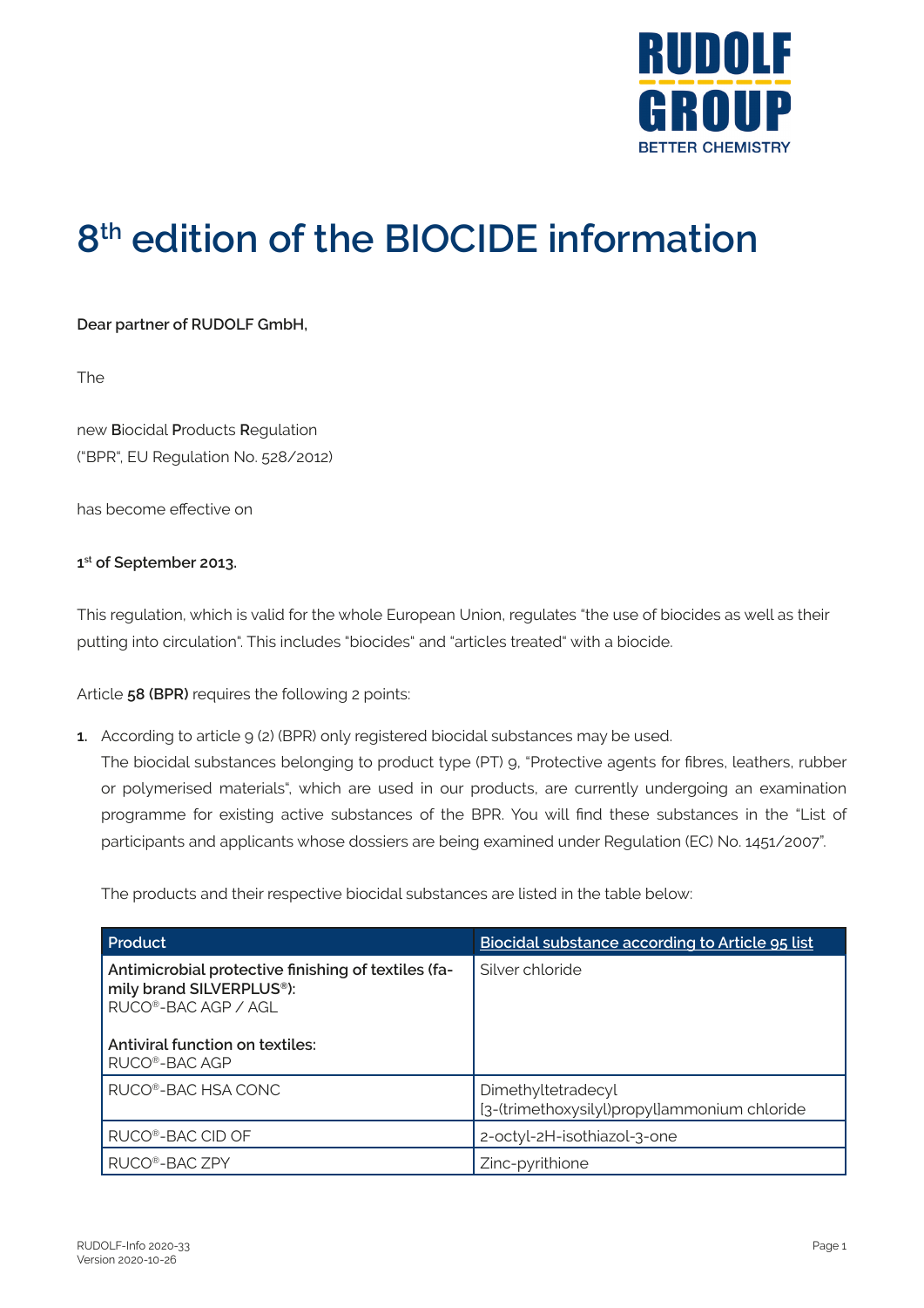# 8th edition of the BIOCIDE information

**Dear partner of RUDOLF GmbH,**

The

new **B**iocidal **P**roducts **R**egulation
("BPR", EU Regulation No. 528/2012)

has become effective on

**1st of September 2013.**

This regulation, which is valid for the whole European Union, regulates "the use of biocides as well as their putting into circulation". This includes "biocides" and "articles treated" with a biocide.

Article **58 (BPR)** requires the following 2 points:

1. According to article 9 (2) (BPR) only registered biocidal substances may be used.
   The biocidal substances belonging to product type (PT) 9, "Protective agents for fibres, leathers, rubber or polymerised materials", which are used in our products, are currently undergoing an examination programme for existing active substances of the BPR. You will find these substances in the "List of participants and applicants whose dossiers are being examined under Regulation (EC) No. 1451/2007".

   The products and their respective biocidal substances are listed in the table below:

| Product | Biocidal substance according to Article 95 list |
|---|---|
| **Antimicrobial protective finishing of textiles (family brand SILVERPLUS®):** RUCO®-BAC AGP / AGL<br><br>**Antiviral function on textiles:** RUCO®-BAC AGP | Silver chloride |
| RUCO®-BAC HSA CONC | Dimethyltetradecyl [3-(trimethoxysilyl)propyl]ammonium chloride |
| RUCO®-BAC CID OF | 2-octyl-2H-isothiazol-3-one |
| RUCO®-BAC ZPY | Zinc-pyrithione |

RUDOLF-Info 2020-33
Version 2020-10-26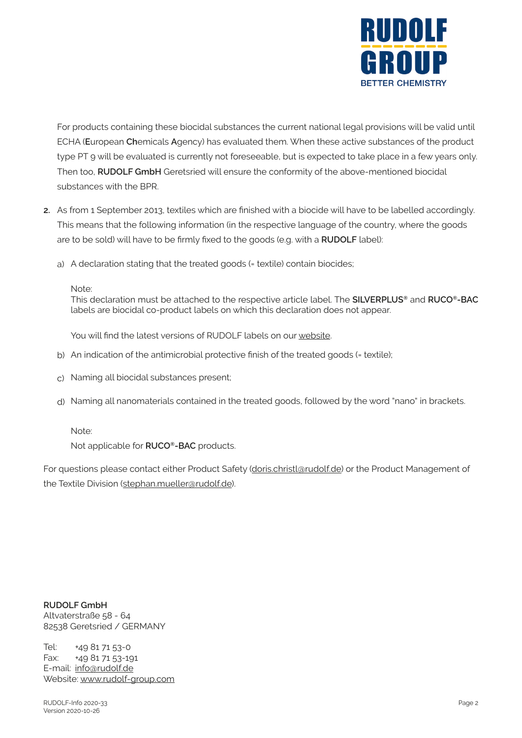For products containing these biocidal substances the current national legal provisions will be valid until ECHA (**E**uropean **Ch**emicals **A**gency) has evaluated them. When these active substances of the product type PT 9 will be evaluated is currently not foreseeable, but is expected to take place in a few years only. Then too, **RUDOLF GmbH** Geretsried will ensure the conformity of the above-mentioned biocidal substances with the BPR.

**2.** As from 1 September 2013, textiles which are finished with a biocide will have to be labelled accordingly. This means that the following information (in the respective language of the country, where the goods are to be sold) will have to be firmly fixed to the goods (e.g. with a **RUDOLF** label):

a) A declaration stating that the treated goods (= textile) contain biocides;

   Note:
   This declaration must be attached to the respective article label. The **SILVERPLUS®** and **RUCO®-BAC** labels are biocidal co-product labels on which this declaration does not appear.

   You will find the latest versions of RUDOLF labels on our website.

b) An indication of the antimicrobial protective finish of the treated goods (= textile);

c) Naming all biocidal substances present;

d) Naming all nanomaterials contained in the treated goods, followed by the word "nano" in brackets.

   Note:
   Not applicable for **RUCO®-BAC** products.

For questions please contact either Product Safety (doris.christl@rudolf.de) or the Product Management of the Textile Division (stephan.mueller@rudolf.de).

**RUDOLF GmbH**
Altvaterstraße 58 - 64
82538 Geretsried / GERMANY

Tel: +49 81 71 53-0
Fax: +49 81 71 53-191
E-mail: info@rudolf.de
Website: www.rudolf-group.com

RUDOLF-Info 2020-33
Version 2020-10-26